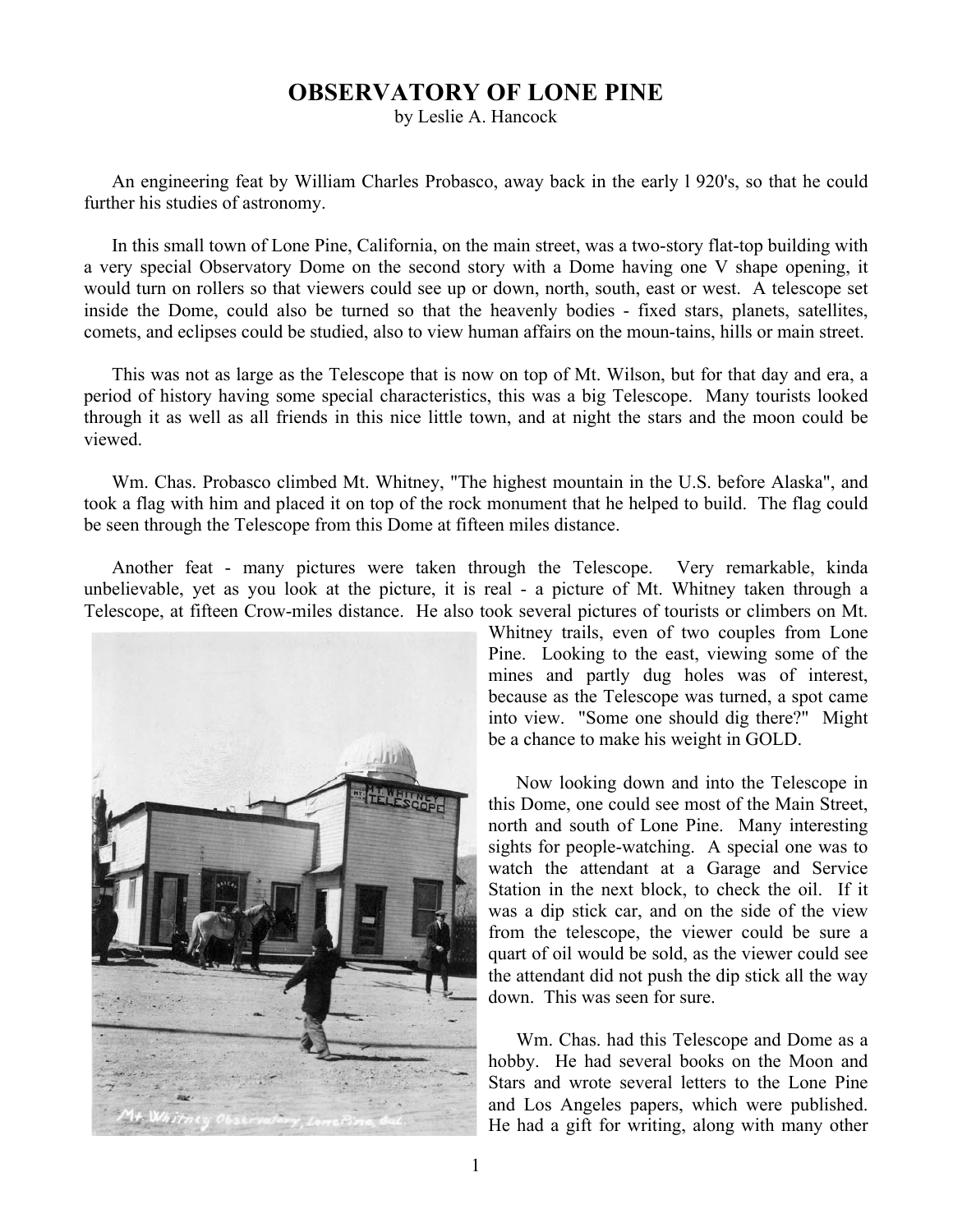# OBSERVATORY OF LONE PINE

by Leslie A. Hancock

An engineering feat by William Charles Probasco, away back in the early l 920's, so that he could further his studies of astronomy.

In this small town of Lone Pine, California, on the main street, was a two-story flat-top building with a very special Observatory Dome on the second story with a Dome having one V shape opening, it would turn on rollers so that viewers could see up or down, north, south, east or west. A telescope set inside the Dome, could also be turned so that the heavenly bodies - fixed stars, planets, satellites, comets, and eclipses could be studied, also to view human affairs on the moun-tains, hills or main street.

This was not as large as the Telescope that is now on top of Mt. Wilson, but for that day and era, a period of history having some special characteristics, this was a big Telescope. Many tourists looked through it as well as all friends in this nice little town, and at night the stars and the moon could be viewed.

Wm. Chas. Probasco climbed Mt. Whitney, "The highest mountain in the U.S. before Alaska", and took a flag with him and placed it on top of the rock monument that he helped to build. The flag could be seen through the Telescope from this Dome at fifteen miles distance.

Another feat - many pictures were taken through the Telescope. Very remarkable, kinda unbelievable, yet as you look at the picture, it is real - a picture of Mt. Whitney taken through a Telescope, at fifteen Crow-miles distance. He also took several pictures of tourists or climbers on Mt. Whitney trails, even of two couples from Lone Pine. Looking to the east, viewing some of the mines and partly dug holes was of interest, because as the Telescope was turned, a spot came into view. "Some one should dig there?" Might be a chance to make his weight in GOLD.

Mt. Whitney Observatory, Lone Pine, Cal.

Now looking down and into the Telescope in this Dome, one could see most of the Main Street, north and south of Lone Pine. Many interesting sights for people-watching. A special one was to watch the attendant at a Garage and Service Station in the next block, to check the oil. If it was a dip stick car, and on the side of the view from the telescope, the viewer could be sure a quart of oil would be sold, as the viewer could see the attendant did not push the dip stick all the way down. This was seen for sure.

Wm. Chas. had this Telescope and Dome as a hobby. He had several books on the Moon and Stars and wrote several letters to the Lone Pine and Los Angeles papers, which were published. He had a gift for writing, along with many other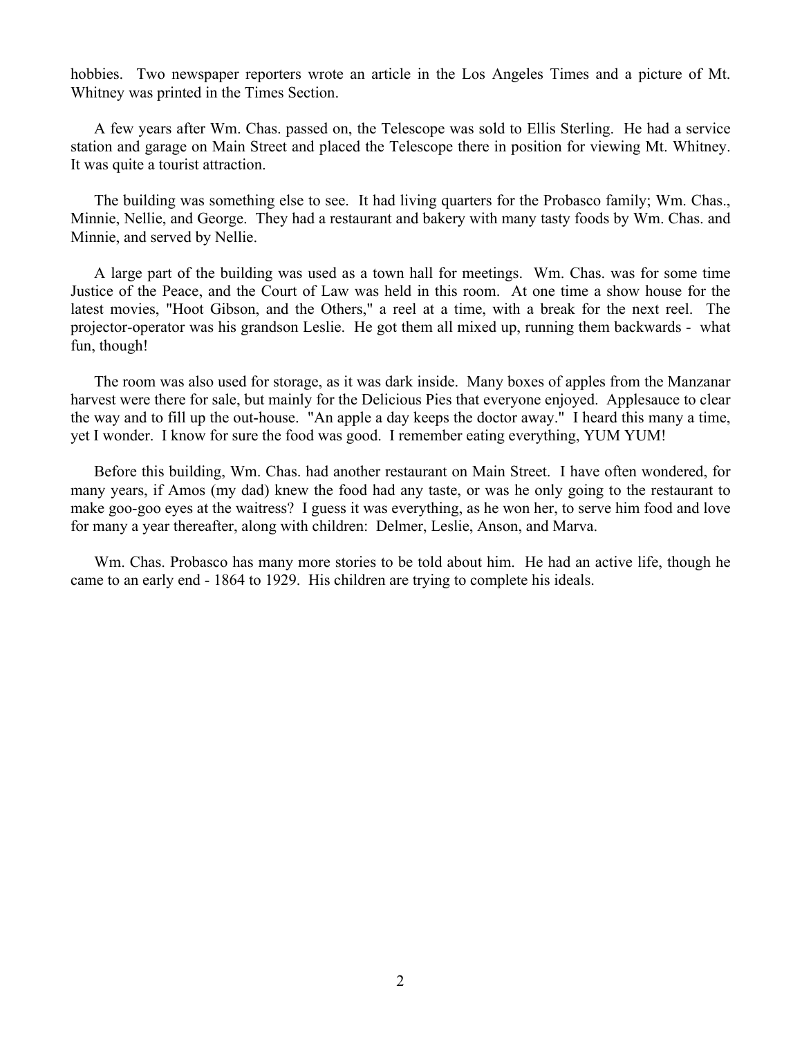hobbies. Two newspaper reporters wrote an article in the Los Angeles Times and a picture of Mt. Whitney was printed in the Times Section.

A few years after Wm. Chas. passed on, the Telescope was sold to Ellis Sterling. He had a service station and garage on Main Street and placed the Telescope there in position for viewing Mt. Whitney. It was quite a tourist attraction.

The building was something else to see. It had living quarters for the Probasco family; Wm. Chas., Minnie, Nellie, and George. They had a restaurant and bakery with many tasty foods by Wm. Chas. and Minnie, and served by Nellie.

A large part of the building was used as a town hall for meetings. Wm. Chas. was for some time Justice of the Peace, and the Court of Law was held in this room. At one time a show house for the latest movies, "Hoot Gibson, and the Others," a reel at a time, with a break for the next reel. The projector-operator was his grandson Leslie. He got them all mixed up, running them backwards - what fun, though!

The room was also used for storage, as it was dark inside. Many boxes of apples from the Manzanar harvest were there for sale, but mainly for the Delicious Pies that everyone enjoyed. Applesauce to clear the way and to fill up the out-house. "An apple a day keeps the doctor away." I heard this many a time, yet I wonder. I know for sure the food was good. I remember eating everything, YUM YUM!

Before this building, Wm. Chas. had another restaurant on Main Street. I have often wondered, for many years, if Amos (my dad) knew the food had any taste, or was he only going to the restaurant to make goo-goo eyes at the waitress? I guess it was everything, as he won her, to serve him food and love for many a year thereafter, along with children: Delmer, Leslie, Anson, and Marva.

Wm. Chas. Probasco has many more stories to be told about him. He had an active life, though he came to an early end - 1864 to 1929. His children are trying to complete his ideals.